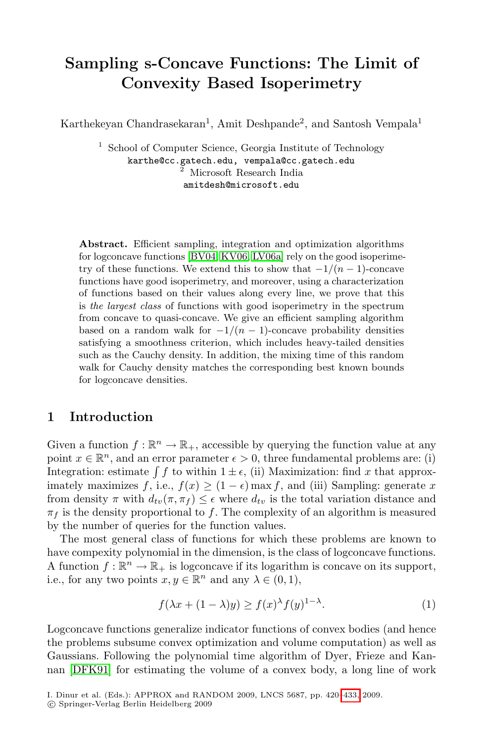# Sampling s-Concave Functions: The Limit of Convexity Based Isoperimetry

Karthekeyan Chandrasekaran[1], Amit Deshpande[2], and Santosh Vempala[1]

[1] School of Computer Science, Georgia Institute of Technology
karthe@cc.gatech.edu, vempala@cc.gatech.edu
[2] Microsoft Research India
amitdesh@microsoft.edu

**Abstract.** Efficient sampling, integration and optimization algorithms for logconcave functions [BV04, KV06, LV06a] rely on the good isoperimetry of these functions. We extend this to show that $-1/(n-1)$-concave functions have good isoperimetry, and moreover, using a characterization of functions based on their values along every line, we prove that this is *the largest class* of functions with good isoperimetry in the spectrum from concave to quasi-concave. We give an efficient sampling algorithm based on a random walk for $-1/(n-1)$-concave probability densities satisfying a smoothness criterion, which includes heavy-tailed densities such as the Cauchy density. In addition, the mixing time of this random walk for Cauchy density matches the corresponding best known bounds for logconcave densities.

## 1 Introduction

Given a function $f : \mathbb{R}^n \to \mathbb{R}_+$, accessible by querying the function value at any point $x \in \mathbb{R}^n$, and an error parameter $\epsilon > 0$, three fundamental problems are: (i) Integration: estimate $\int f$ to within $1 \pm \epsilon$, (ii) Maximization: find $x$ that approximately maximizes $f$, i.e., $f(x) \geq (1-\epsilon)\max f$, and (iii) Sampling: generate $x$ from density $\pi$ with $d_{tv}(\pi, \pi_f) \leq \epsilon$ where $d_{tv}$ is the total variation distance and $\pi_f$ is the density proportional to $f$. The complexity of an algorithm is measured by the number of queries for the function values.

The most general class of functions for which these problems are known to have compexity polynomial in the dimension, is the class of logconcave functions. A function $f : \mathbb{R}^n \to \mathbb{R}_+$ is logconcave if its logarithm is concave on its support, i.e., for any two points $x, y \in \mathbb{R}^n$ and any $\lambda \in (0,1)$,

$$f(\lambda x + (1-\lambda)y) \geq f(x)^{\lambda} f(y)^{1-\lambda}. \tag{1}$$

Logconcave functions generalize indicator functions of convex bodies (and hence the problems subsume convex optimization and volume computation) as well as Gaussians. Following the polynomial time algorithm of Dyer, Frieze and Kannan [DFK91] for estimating the volume of a convex body, a long line of work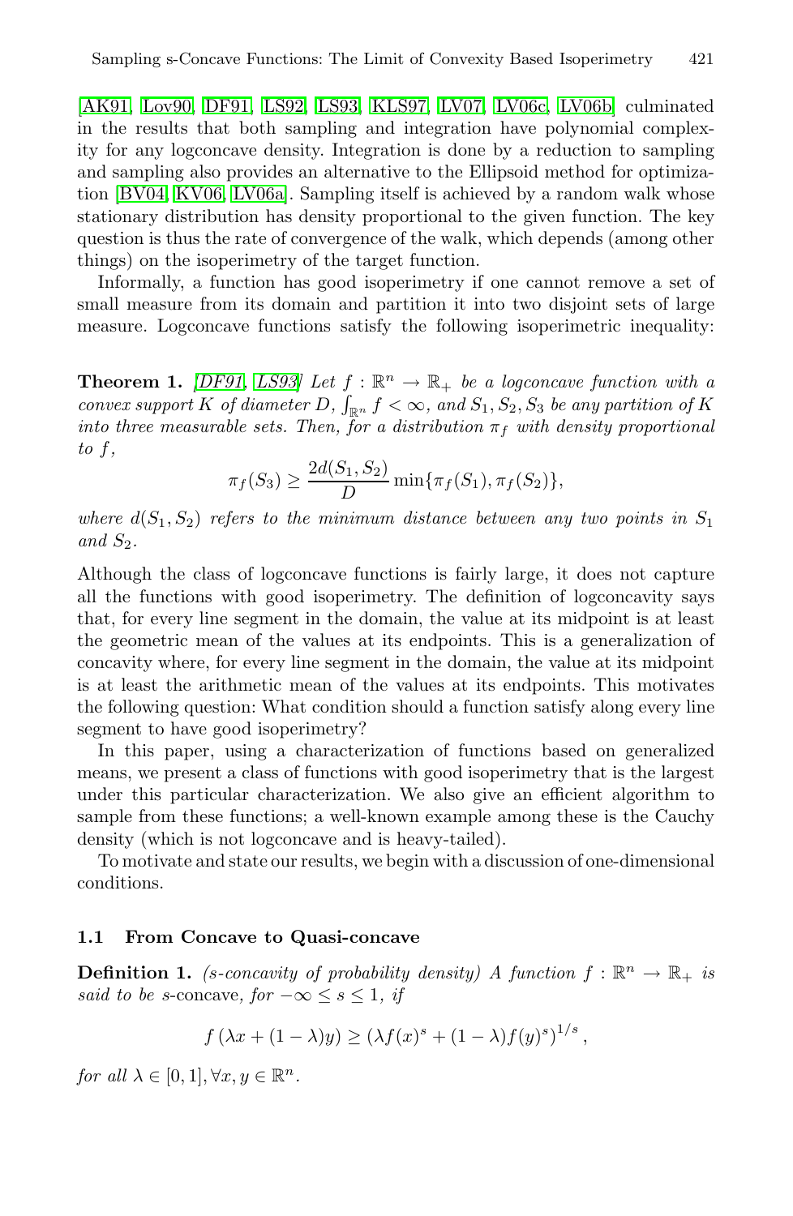[AK91, Lov90, DF91, LS92, LS93, KLS97, LV07, LV06c, LV06b] culminated in the results that both sampling and integration have polynomial complexity for any logconcave density. Integration is done by a reduction to sampling and sampling also provides an alternative to the Ellipsoid method for optimization [BV04, KV06, LV06a]. Sampling itself is achieved by a random walk whose stationary distribution has density proportional to the given function. The key question is thus the rate of convergence of the walk, which depends (among other things) on the isoperimetry of the target function.

Informally, a function has good isoperimetry if one cannot remove a set of small measure from its domain and partition it into two disjoint sets of large measure. Logconcave functions satisfy the following isoperimetric inequality:

**Theorem 1.** *[DF91, LS93] Let $f : \mathbb{R}^n \to \mathbb{R}_+$ be a logconcave function with a convex support $K$ of diameter $D$, $\int_{\mathbb{R}^n} f < \infty$, and $S_1, S_2, S_3$ be any partition of $K$ into three measurable sets. Then, for a distribution $\pi_f$ with density proportional to $f$,*

$$\pi_f(S_3) \geq \frac{2d(S_1, S_2)}{D} \min\{\pi_f(S_1), \pi_f(S_2)\},$$

*where $d(S_1, S_2)$ refers to the minimum distance between any two points in $S_1$ and $S_2$.*

Although the class of logconcave functions is fairly large, it does not capture all the functions with good isoperimetry. The definition of logconcavity says that, for every line segment in the domain, the value at its midpoint is at least the geometric mean of the values at its endpoints. This is a generalization of concavity where, for every line segment in the domain, the value at its midpoint is at least the arithmetic mean of the values at its endpoints. This motivates the following question: What condition should a function satisfy along every line segment to have good isoperimetry?

In this paper, using a characterization of functions based on generalized means, we present a class of functions with good isoperimetry that is the largest under this particular characterization. We also give an efficient algorithm to sample from these functions; a well-known example among these is the Cauchy density (which is not logconcave and is heavy-tailed).

To motivate and state our results, we begin with a discussion of one-dimensional conditions.

### 1.1 From Concave to Quasi-concave

**Definition 1.** *(s-concavity of probability density) A function $f : \mathbb{R}^n \to \mathbb{R}_+$ is said to be s*-concave*, for $-\infty \leq s \leq 1$, if*

$$f(\lambda x + (1-\lambda)y) \geq (\lambda f(x)^s + (1-\lambda) f(y)^s)^{1/s},$$

*for all $\lambda \in [0, 1], \forall x, y \in \mathbb{R}^n$.*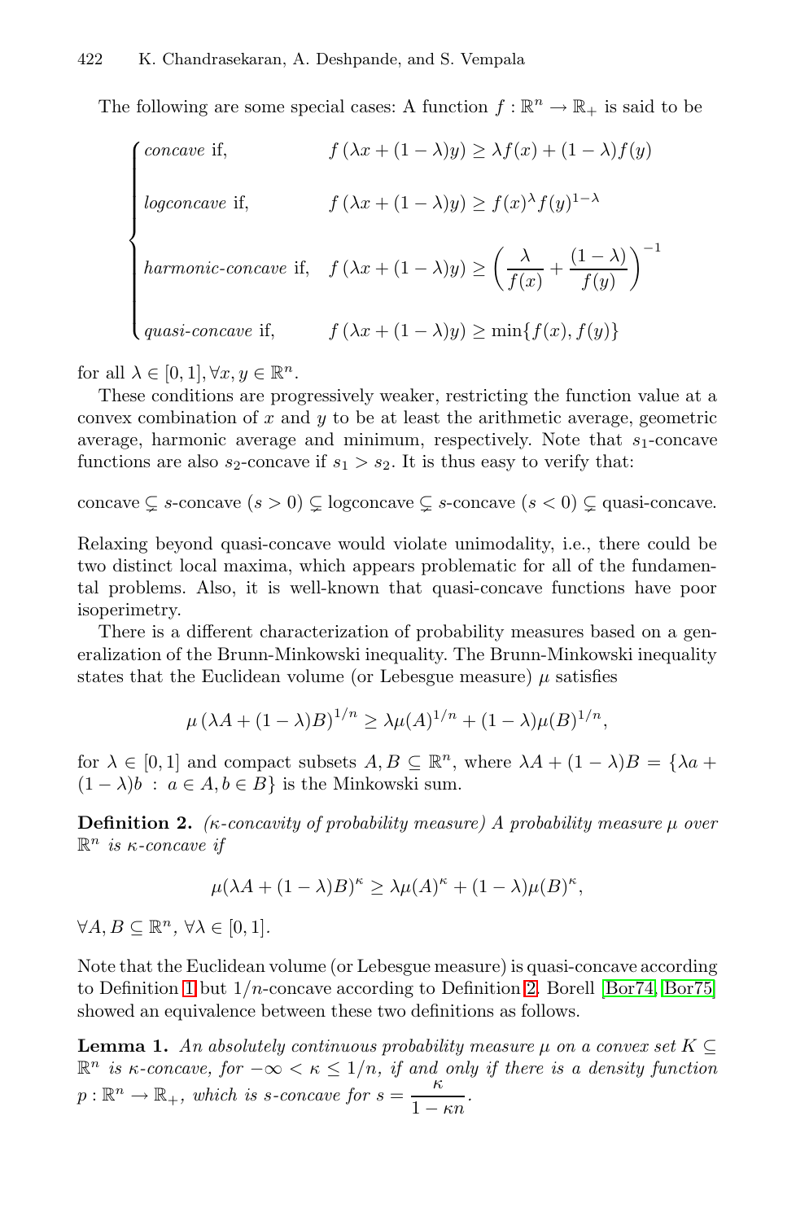The following are some special cases: A function $f : \mathbb{R}^n \to \mathbb{R}_+$ is said to be

$$
\begin{cases}
\textit{concave} \text{ if,} & f(\lambda x + (1-\lambda)y) \geq \lambda f(x) + (1-\lambda) f(y) \\
\textit{logconcave} \text{ if,} & f(\lambda x + (1-\lambda)y) \geq f(x)^{\lambda} f(y)^{1-\lambda} \\
\textit{harmonic-concave} \text{ if,} & f(\lambda x + (1-\lambda)y) \geq \left( \dfrac{\lambda}{f(x)} + \dfrac{(1-\lambda)}{f(y)} \right)^{-1} \\
\textit{quasi-concave} \text{ if,} & f(\lambda x + (1-\lambda)y) \geq \min\{f(x), f(y)\}
\end{cases}
$$

for all $\lambda \in [0,1], \forall x, y \in \mathbb{R}^n$.

These conditions are progressively weaker, restricting the function value at a convex combination of $x$ and $y$ to be at least the arithmetic average, geometric average, harmonic average and minimum, respectively. Note that $s_1$-concave functions are also $s_2$-concave if $s_1 > s_2$. It is thus easy to verify that:

concave $\subsetneq$ $s$-concave ($s > 0$) $\subsetneq$ logconcave $\subsetneq$ $s$-concave ($s < 0$) $\subsetneq$ quasi-concave.

Relaxing beyond quasi-concave would violate unimodality, i.e., there could be two distinct local maxima, which appears problematic for all of the fundamental problems. Also, it is well-known that quasi-concave functions have poor isoperimetry.

There is a different characterization of probability measures based on a generalization of the Brunn-Minkowski inequality. The Brunn-Minkowski inequality states that the Euclidean volume (or Lebesgue measure) $\mu$ satisfies

$$
\mu(\lambda A + (1-\lambda)B)^{1/n} \geq \lambda \mu(A)^{1/n} + (1-\lambda)\mu(B)^{1/n},
$$

for $\lambda \in [0,1]$ and compact subsets $A, B \subseteq \mathbb{R}^n$, where $\lambda A + (1-\lambda)B = \{\lambda a + (1-\lambda)b \;:\; a \in A, b \in B\}$ is the Minkowski sum.

**Definition 2.** *($\kappa$-concavity of probability measure) A probability measure $\mu$ over $\mathbb{R}^n$ is $\kappa$-concave if*

$$
\mu(\lambda A + (1-\lambda)B)^{\kappa} \geq \lambda \mu(A)^{\kappa} + (1-\lambda)\mu(B)^{\kappa},
$$

$\forall A, B \subseteq \mathbb{R}^n$, $\forall \lambda \in [0,1]$.

Note that the Euclidean volume (or Lebesgue measure) is quasi-concave according to Definition 1 but $1/n$-concave according to Definition 2. Borell [Bor74, Bor75] showed an equivalence between these two definitions as follows.

**Lemma 1.** *An absolutely continuous probability measure $\mu$ on a convex set $K \subseteq \mathbb{R}^n$ is $\kappa$-concave, for $-\infty < \kappa \leq 1/n$, if and only if there is a density function $p : \mathbb{R}^n \to \mathbb{R}_+$, which is $s$-concave for $s = \dfrac{\kappa}{1 - \kappa n}$.*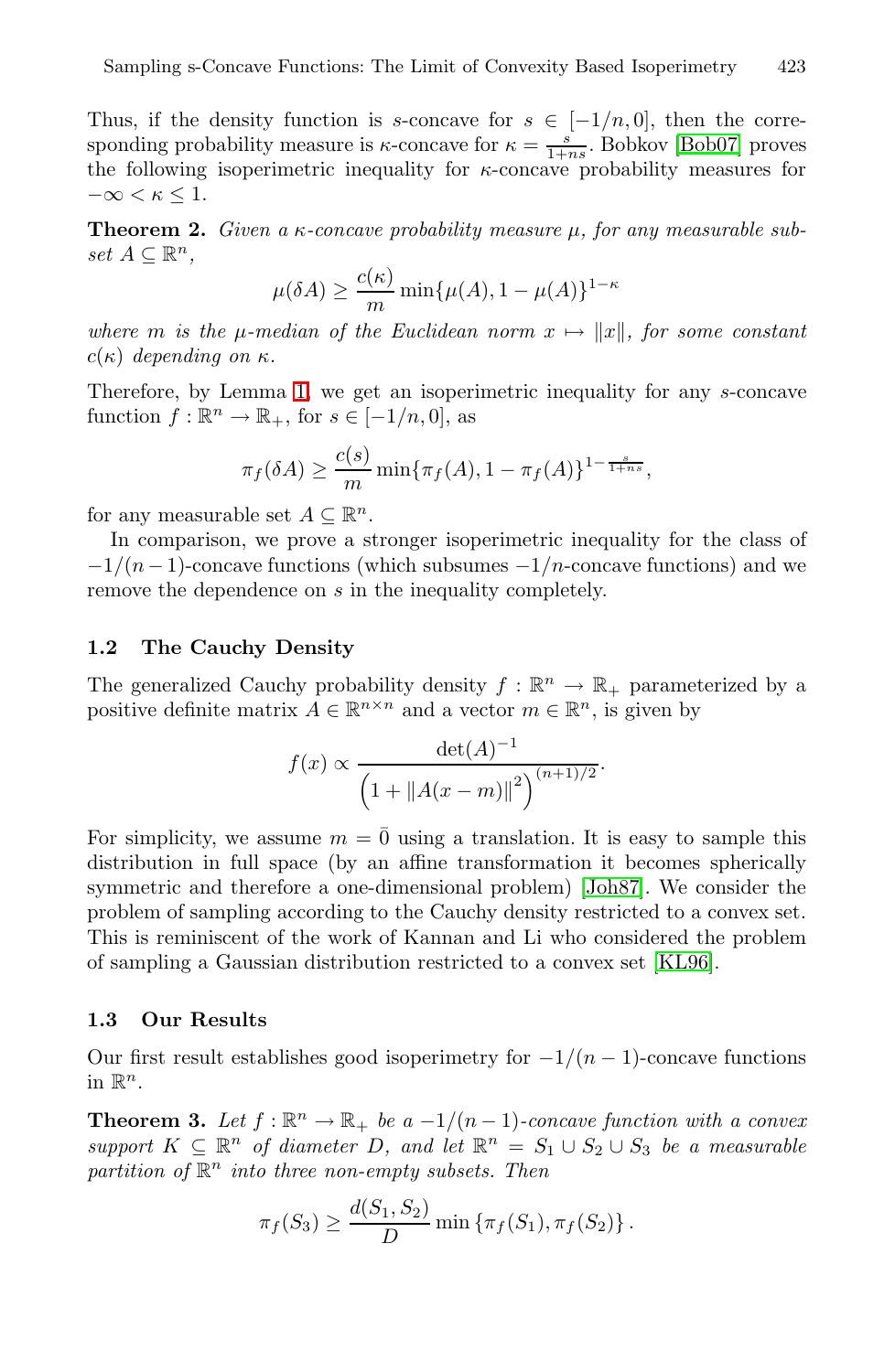Thus, if the density function is $s$-concave for $s \in [-1/n, 0]$, then the corresponding probability measure is $\kappa$-concave for $\kappa = \frac{s}{1+ns}$. Bobkov [Bob07] proves the following isoperimetric inequality for $\kappa$-concave probability measures for $-\infty < \kappa \leq 1$.

**Theorem 2.** *Given a $\kappa$-concave probability measure $\mu$, for any measurable subset $A \subseteq \mathbb{R}^n$,*

$$\mu(\delta A) \geq \frac{c(\kappa)}{m} \min\{\mu(A), 1 - \mu(A)\}^{1-\kappa}$$

*where $m$ is the $\mu$-median of the Euclidean norm $x \mapsto \|x\|$, for some constant $c(\kappa)$ depending on $\kappa$.*

Therefore, by Lemma 1, we get an isoperimetric inequality for any $s$-concave function $f : \mathbb{R}^n \to \mathbb{R}_+$, for $s \in [-1/n, 0]$, as

$$\pi_f(\delta A) \geq \frac{c(s)}{m} \min\{\pi_f(A), 1 - \pi_f(A)\}^{1-\frac{s}{1+ns}},$$

for any measurable set $A \subseteq \mathbb{R}^n$.

In comparison, we prove a stronger isoperimetric inequality for the class of $-1/(n-1)$-concave functions (which subsumes $-1/n$-concave functions) and we remove the dependence on $s$ in the inequality completely.

### 1.2 The Cauchy Density

The generalized Cauchy probability density $f : \mathbb{R}^n \to \mathbb{R}_+$ parameterized by a positive definite matrix $A \in \mathbb{R}^{n \times n}$ and a vector $m \in \mathbb{R}^n$, is given by

$$f(x) \propto \frac{\det(A)^{-1}}{\left(1 + \|A(x-m)\|^2\right)^{(n+1)/2}}.$$

For simplicity, we assume $m = \bar{0}$ using a translation. It is easy to sample this distribution in full space (by an affine transformation it becomes spherically symmetric and therefore a one-dimensional problem) [Joh87]. We consider the problem of sampling according to the Cauchy density restricted to a convex set. This is reminiscent of the work of Kannan and Li who considered the problem of sampling a Gaussian distribution restricted to a convex set [KL96].

### 1.3 Our Results

Our first result establishes good isoperimetry for $-1/(n-1)$-concave functions in $\mathbb{R}^n$.

**Theorem 3.** *Let $f : \mathbb{R}^n \to \mathbb{R}_+$ be a $-1/(n-1)$-concave function with a convex support $K \subseteq \mathbb{R}^n$ of diameter $D$, and let $\mathbb{R}^n = S_1 \cup S_2 \cup S_3$ be a measurable partition of $\mathbb{R}^n$ into three non-empty subsets. Then*

$$\pi_f(S_3) \geq \frac{d(S_1, S_2)}{D} \min\{\pi_f(S_1), \pi_f(S_2)\}.$$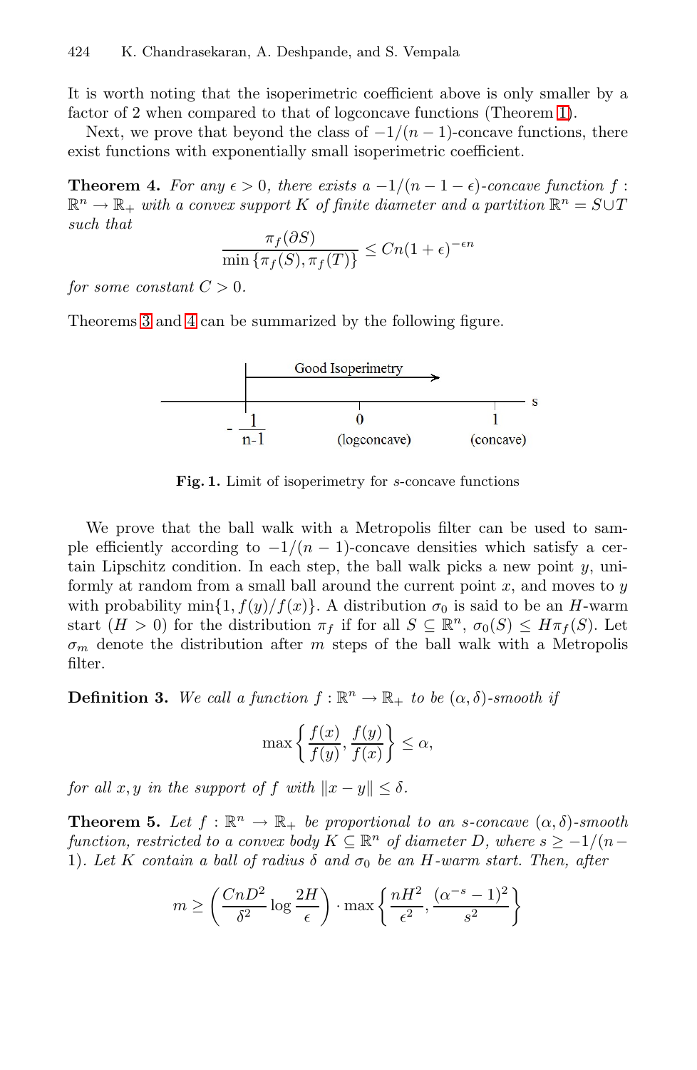It is worth noting that the isoperimetric coefficient above is only smaller by a factor of 2 when compared to that of logconcave functions (Theorem 1).

Next, we prove that beyond the class of $-1/(n-1)$-concave functions, there exist functions with exponentially small isoperimetric coefficient.

**Theorem 4.** *For any $\epsilon > 0$, there exists a $-1/(n-1-\epsilon)$-concave function $f : \mathbb{R}^n \to \mathbb{R}_+$ with a convex support $K$ of finite diameter and a partition $\mathbb{R}^n = S \cup T$ such that*

$$\frac{\pi_f(\partial S)}{\min\{\pi_f(S), \pi_f(T)\}} \leq Cn(1+\epsilon)^{-\epsilon n}$$

*for some constant $C > 0$.*

Theorems 3 and 4 can be summarized by the following figure.

Good Isoperimetry

$-\frac{1}{n-1}$ &nbsp;&nbsp; 0 (logconcave) &nbsp;&nbsp; 1 (concave) &nbsp;&nbsp; s

**Fig. 1.** Limit of isoperimetry for $s$-concave functions

We prove that the ball walk with a Metropolis filter can be used to sample efficiently according to $-1/(n-1)$-concave densities which satisfy a certain Lipschitz condition. In each step, the ball walk picks a new point $y$, uniformly at random from a small ball around the current point $x$, and moves to $y$ with probability $\min\{1, f(y)/f(x)\}$. A distribution $\sigma_0$ is said to be an $H$-warm start ($H > 0$) for the distribution $\pi_f$ if for all $S \subseteq \mathbb{R}^n$, $\sigma_0(S) \leq H\pi_f(S)$. Let $\sigma_m$ denote the distribution after $m$ steps of the ball walk with a Metropolis filter.

**Definition 3.** *We call a function $f : \mathbb{R}^n \to \mathbb{R}_+$ to be $(\alpha, \delta)$-smooth if*

$$\max\left\{\frac{f(x)}{f(y)}, \frac{f(y)}{f(x)}\right\} \leq \alpha,$$

*for all $x, y$ in the support of $f$ with $\|x - y\| \leq \delta$.*

**Theorem 5.** *Let $f : \mathbb{R}^n \to \mathbb{R}_+$ be proportional to an $s$-concave $(\alpha, \delta)$-smooth function, restricted to a convex body $K \subseteq \mathbb{R}^n$ of diameter $D$, where $s \geq -1/(n-1)$. Let $K$ contain a ball of radius $\delta$ and $\sigma_0$ be an $H$-warm start. Then, after*

$$m \geq \left(\frac{CnD^2}{\delta^2}\log\frac{2H}{\epsilon}\right) \cdot \max\left\{\frac{nH^2}{\epsilon^2}, \frac{(\alpha^{-s}-1)^2}{s^2}\right\}$$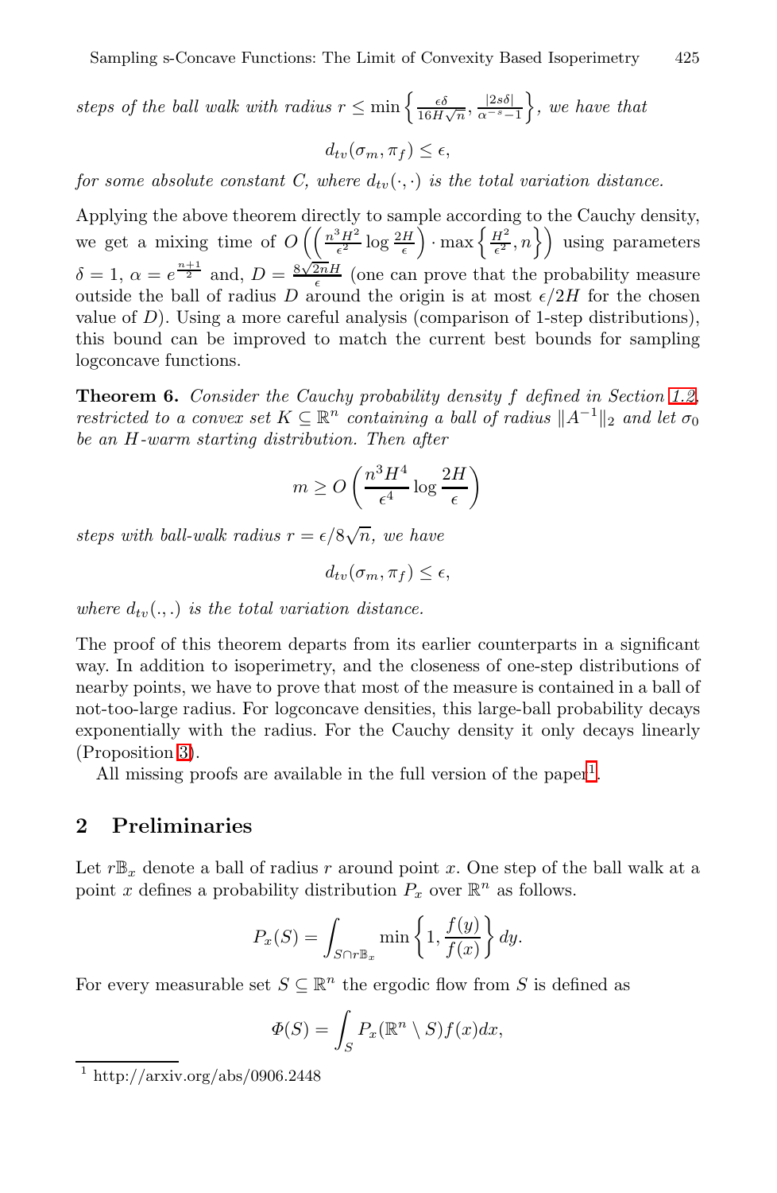*steps of the ball walk with radius* $r \leq \min\left\{\frac{\epsilon\delta}{16H\sqrt{n}}, \frac{|2s\delta|}{\alpha^{-s}-1}\right\}$*, we have that*

$$d_{tv}(\sigma_m, \pi_f) \leq \epsilon,$$

*for some absolute constant C, where* $d_{tv}(\cdot,\cdot)$ *is the total variation distance.*

Applying the above theorem directly to sample according to the Cauchy density, we get a mixing time of $O\left(\left(\frac{n^3H^2}{\epsilon^2}\log\frac{2H}{\epsilon}\right)\cdot\max\left\{\frac{H^2}{\epsilon^2}, n\right\}\right)$ using parameters $\delta = 1$, $\alpha = e^{\frac{n+1}{2}}$ and, $D = \frac{8\sqrt{2n}H}{\epsilon}$ (one can prove that the probability measure outside the ball of radius $D$ around the origin is at most $\epsilon/2H$ for the chosen value of $D$). Using a more careful analysis (comparison of 1-step distributions), this bound can be improved to match the current best bounds for sampling logconcave functions.

**Theorem 6.** *Consider the Cauchy probability density f defined in Section 1.2, restricted to a convex set* $K \subseteq \mathbb{R}^n$ *containing a ball of radius* $\|A^{-1}\|_2$ *and let* $\sigma_0$ *be an H-warm starting distribution. Then after*

$$m \geq O\left(\frac{n^3H^4}{\epsilon^4}\log\frac{2H}{\epsilon}\right)$$

*steps with ball-walk radius* $r = \epsilon/8\sqrt{n}$*, we have*

$$d_{tv}(\sigma_m, \pi_f) \leq \epsilon,$$

*where* $d_{tv}(.,.)$ *is the total variation distance.*

The proof of this theorem departs from its earlier counterparts in a significant way. In addition to isoperimetry, and the closeness of one-step distributions of nearby points, we have to prove that most of the measure is contained in a ball of not-too-large radius. For logconcave densities, this large-ball probability decays exponentially with the radius. For the Cauchy density it only decays linearly (Proposition 3).

All missing proofs are available in the full version of the paper[1].

## 2 Preliminaries

Let $r\mathbb{B}_x$ denote a ball of radius $r$ around point $x$. One step of the ball walk at a point $x$ defines a probability distribution $P_x$ over $\mathbb{R}^n$ as follows.

$$P_x(S) = \int_{S\cap r\mathbb{B}_x} \min\left\{1, \frac{f(y)}{f(x)}\right\} dy.$$

For every measurable set $S \subseteq \mathbb{R}^n$ the ergodic flow from $S$ is defined as

$$\Phi(S) = \int_S P_x(\mathbb{R}^n \setminus S) f(x) dx,$$

[1] http://arxiv.org/abs/0906.2448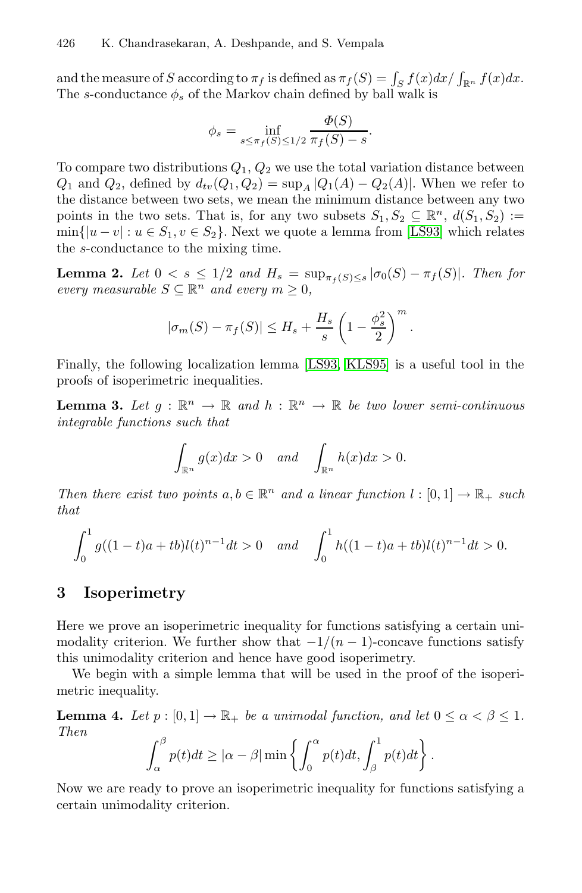and the measure of $S$ according to $\pi_f$ is defined as $\pi_f(S) = \int_S f(x)dx / \int_{\mathbb{R}^n} f(x)dx$. The $s$-conductance $\phi_s$ of the Markov chain defined by ball walk is

$$\phi_s = \inf_{s \leq \pi_f(S) \leq 1/2} \frac{\Phi(S)}{\pi_f(S) - s}.$$

To compare two distributions $Q_1, Q_2$ we use the total variation distance between $Q_1$ and $Q_2$, defined by $d_{tv}(Q_1, Q_2) = \sup_A |Q_1(A) - Q_2(A)|$. When we refer to the distance between two sets, we mean the minimum distance between any two points in the two sets. That is, for any two subsets $S_1, S_2 \subseteq \mathbb{R}^n$, $d(S_1, S_2) := \min\{|u - v| : u \in S_1, v \in S_2\}$. Next we quote a lemma from [LS93] which relates the $s$-conductance to the mixing time.

**Lemma 2.** *Let $0 < s \leq 1/2$ and $H_s = \sup_{\pi_f(S) \leq s} |\sigma_0(S) - \pi_f(S)|$. Then for every measurable $S \subseteq \mathbb{R}^n$ and every $m \geq 0$,*

$$|\sigma_m(S) - \pi_f(S)| \leq H_s + \frac{H_s}{s}\left(1 - \frac{\phi_s^2}{2}\right)^m.$$

Finally, the following localization lemma [LS93, KLS95] is a useful tool in the proofs of isoperimetric inequalities.

**Lemma 3.** *Let $g : \mathbb{R}^n \to \mathbb{R}$ and $h : \mathbb{R}^n \to \mathbb{R}$ be two lower semi-continuous integrable functions such that*

$$\int_{\mathbb{R}^n} g(x)dx > 0 \quad \text{and} \quad \int_{\mathbb{R}^n} h(x)dx > 0.$$

*Then there exist two points $a, b \in \mathbb{R}^n$ and a linear function $l : [0,1] \to \mathbb{R}_+$ such that*

$$\int_0^1 g((1-t)a + tb)l(t)^{n-1}dt > 0 \quad \text{and} \quad \int_0^1 h((1-t)a + tb)l(t)^{n-1}dt > 0.$$

## 3 Isoperimetry

Here we prove an isoperimetric inequality for functions satisfying a certain unimodality criterion. We further show that $-1/(n-1)$-concave functions satisfy this unimodality criterion and hence have good isoperimetry.

We begin with a simple lemma that will be used in the proof of the isoperimetric inequality.

**Lemma 4.** *Let $p : [0,1] \to \mathbb{R}_+$ be a unimodal function, and let $0 \leq \alpha < \beta \leq 1$. Then*

$$\int_\alpha^\beta p(t)dt \geq |\alpha - \beta| \min\left\{\int_0^\alpha p(t)dt, \int_\beta^1 p(t)dt\right\}.$$

Now we are ready to prove an isoperimetric inequality for functions satisfying a certain unimodality criterion.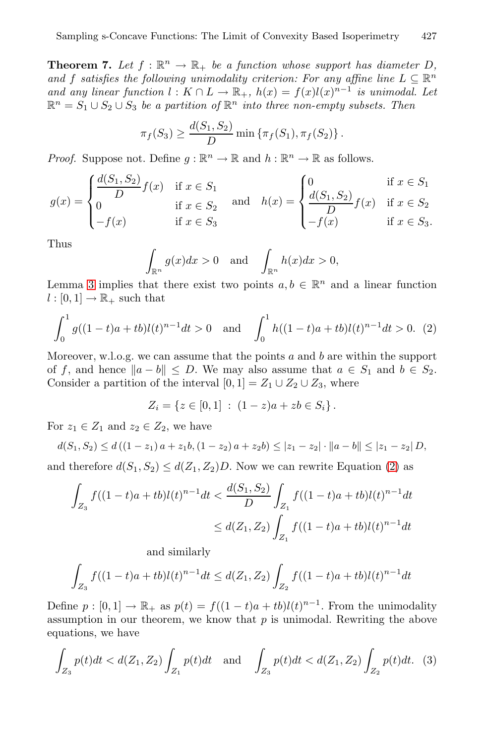**Theorem 7.** *Let $f : \mathbb{R}^n \to \mathbb{R}_+$ be a function whose support has diameter $D$, and $f$ satisfies the following unimodality criterion: For any affine line $L \subseteq \mathbb{R}^n$ and any linear function $l : K \cap L \to \mathbb{R}_+$, $h(x) = f(x)l(x)^{n-1}$ is unimodal. Let $\mathbb{R}^n = S_1 \cup S_2 \cup S_3$ be a partition of $\mathbb{R}^n$ into three non-empty subsets. Then*

$$\pi_f(S_3) \geq \frac{d(S_1, S_2)}{D} \min \{\pi_f(S_1), \pi_f(S_2)\}.$$

*Proof.* Suppose not. Define $g : \mathbb{R}^n \to \mathbb{R}$ and $h : \mathbb{R}^n \to \mathbb{R}$ as follows.

$$g(x) = \begin{cases} \dfrac{d(S_1, S_2)}{D} f(x) & \text{if } x \in S_1 \\ 0 & \text{if } x \in S_2 \\ -f(x) & \text{if } x \in S_3 \end{cases} \quad \text{and} \quad h(x) = \begin{cases} 0 & \text{if } x \in S_1 \\ \dfrac{d(S_1, S_2)}{D} f(x) & \text{if } x \in S_2 \\ -f(x) & \text{if } x \in S_3. \end{cases}$$

Thus

$$\int_{\mathbb{R}^n} g(x)dx > 0 \quad \text{and} \quad \int_{\mathbb{R}^n} h(x)dx > 0,$$

Lemma 3 implies that there exist two points $a, b \in \mathbb{R}^n$ and a linear function $l : [0, 1] \to \mathbb{R}_+$ such that

$$\int_0^1 g((1-t)a + tb)l(t)^{n-1}dt > 0 \quad \text{and} \quad \int_0^1 h((1-t)a + tb)l(t)^{n-1}dt > 0. \quad (2)$$

Moreover, w.l.o.g. we can assume that the points $a$ and $b$ are within the support of $f$, and hence $\|a - b\| \leq D$. We may also assume that $a \in S_1$ and $b \in S_2$. Consider a partition of the interval $[0, 1] = Z_1 \cup Z_2 \cup Z_3$, where

$$Z_i = \{z \in [0, 1] \; : \; (1 - z)a + zb \in S_i\}.$$

For $z_1 \in Z_1$ and $z_2 \in Z_2$, we have

$$d(S_1, S_2) \leq d\left((1 - z_1)a + z_1 b, (1 - z_2)a + z_2 b\right) \leq |z_1 - z_2| \cdot \|a - b\| \leq |z_1 - z_2| D,$$

and therefore $d(S_1, S_2) \leq d(Z_1, Z_2)D$. Now we can rewrite Equation (2) as

$$\int_{Z_3} f((1-t)a + tb)l(t)^{n-1}dt < \frac{d(S_1, S_2)}{D} \int_{Z_1} f((1-t)a + tb)l(t)^{n-1}dt$$
$$\leq d(Z_1, Z_2) \int_{Z_1} f((1-t)a + tb)l(t)^{n-1}dt$$

and similarly

$$\int_{Z_3} f((1-t)a + tb)l(t)^{n-1}dt \leq d(Z_1, Z_2) \int_{Z_2} f((1-t)a + tb)l(t)^{n-1}dt$$

Define $p : [0, 1] \to \mathbb{R}_+$ as $p(t) = f((1-t)a + tb)l(t)^{n-1}$. From the unimodality assumption in our theorem, we know that $p$ is unimodal. Rewriting the above equations, we have

$$\int_{Z_3} p(t)dt < d(Z_1, Z_2) \int_{Z_1} p(t)dt \quad \text{and} \quad \int_{Z_3} p(t)dt < d(Z_1, Z_2) \int_{Z_2} p(t)dt. \quad (3)$$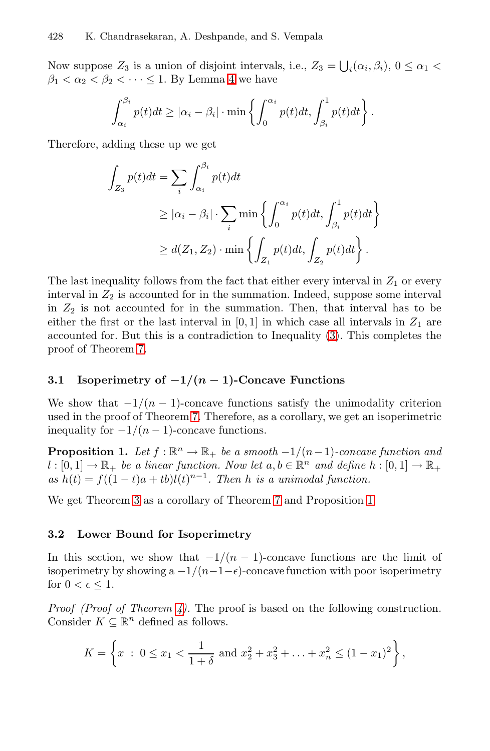Now suppose $Z_3$ is a union of disjoint intervals, i.e., $Z_3 = \bigcup_i (\alpha_i, \beta_i)$, $0 \leq \alpha_1 < \beta_1 < \alpha_2 < \beta_2 < \cdots \leq 1$. By Lemma 4 we have

$$\int_{\alpha_i}^{\beta_i} p(t)dt \geq |\alpha_i - \beta_i| \cdot \min\left\{ \int_0^{\alpha_i} p(t)dt, \int_{\beta_i}^1 p(t)dt \right\}.$$

Therefore, adding these up we get

$$\begin{aligned}
\int_{Z_3} p(t)dt &= \sum_i \int_{\alpha_i}^{\beta_i} p(t)dt \\
&\geq |\alpha_i - \beta_i| \cdot \sum_i \min\left\{ \int_0^{\alpha_i} p(t)dt, \int_{\beta_i}^1 p(t)dt \right\} \\
&\geq d(Z_1, Z_2) \cdot \min\left\{ \int_{Z_1} p(t)dt, \int_{Z_2} p(t)dt \right\}.
\end{aligned}$$

The last inequality follows from the fact that either every interval in $Z_1$ or every interval in $Z_2$ is accounted for in the summation. Indeed, suppose some interval in $Z_2$ is not accounted for in the summation. Then, that interval has to be either the first or the last interval in $[0, 1]$ in which case all intervals in $Z_1$ are accounted for. But this is a contradiction to Inequality (3). This completes the proof of Theorem 7.

### 3.1 Isoperimetry of $-1/(n-1)$-Concave Functions

We show that $-1/(n-1)$-concave functions satisfy the unimodality criterion used in the proof of Theorem 7. Therefore, as a corollary, we get an isoperimetric inequality for $-1/(n-1)$-concave functions.

**Proposition 1.** *Let $f : \mathbb{R}^n \to \mathbb{R}_+$ be a smooth $-1/(n-1)$-concave function and $l : [0, 1] \to \mathbb{R}_+$ be a linear function. Now let $a, b \in \mathbb{R}^n$ and define $h : [0, 1] \to \mathbb{R}_+$ as $h(t) = f((1-t)a + tb)l(t)^{n-1}$. Then $h$ is a unimodal function.*

We get Theorem 3 as a corollary of Theorem 7 and Proposition 1.

### 3.2 Lower Bound for Isoperimetry

In this section, we show that $-1/(n-1)$-concave functions are the limit of isoperimetry by showing a $-1/(n-1-\epsilon)$-concave function with poor isoperimetry for $0 < \epsilon \leq 1$.

*Proof (Proof of Theorem 4).* The proof is based on the following construction. Consider $K \subseteq \mathbb{R}^n$ defined as follows.

$$K = \left\{ x \ : \ 0 \leq x_1 < \frac{1}{1+\delta} \text{ and } x_2^2 + x_3^2 + \ldots + x_n^2 \leq (1-x_1)^2 \right\},$$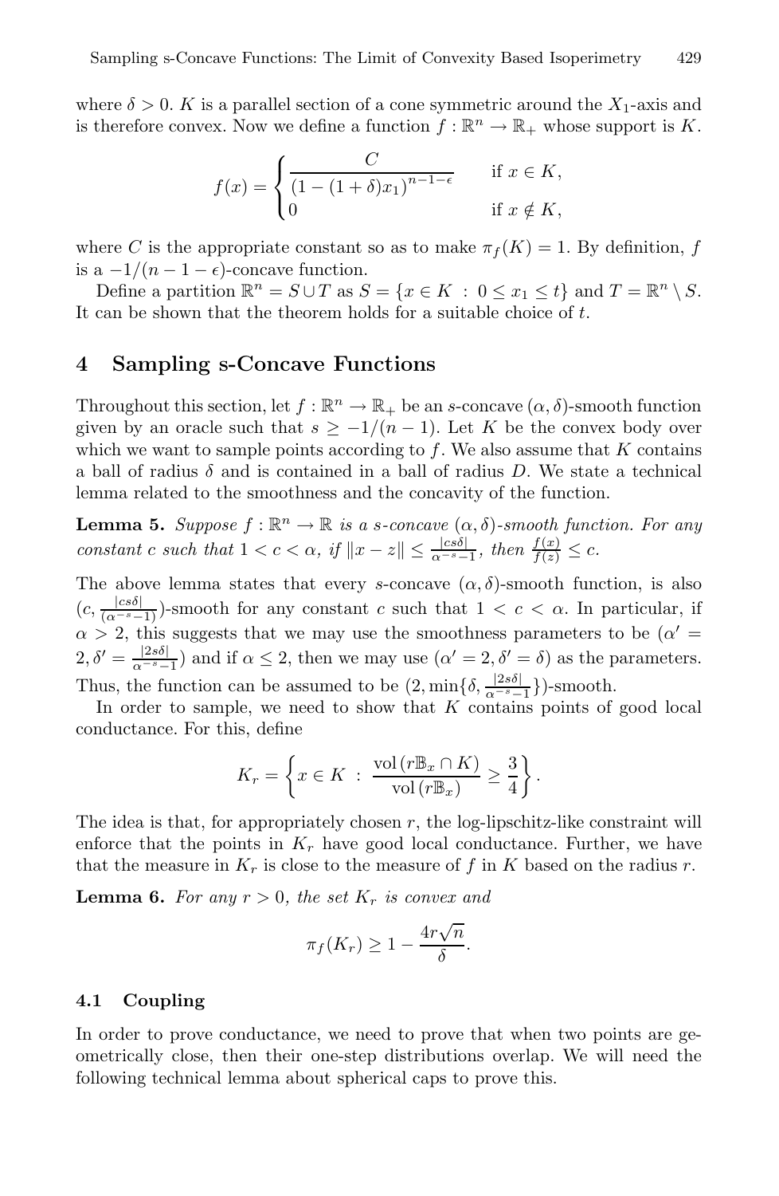where $\delta > 0$. $K$ is a parallel section of a cone symmetric around the $X_1$-axis and is therefore convex. Now we define a function $f : \mathbb{R}^n \to \mathbb{R}_+$ whose support is $K$.

$$f(x) = \begin{cases} \dfrac{C}{\left(1 - (1+\delta)x_1\right)^{n-1-\epsilon}} & \text{if } x \in K, \\ 0 & \text{if } x \notin K, \end{cases}$$

where $C$ is the appropriate constant so as to make $\pi_f(K) = 1$. By definition, $f$ is a $-1/(n-1-\epsilon)$-concave function.

Define a partition $\mathbb{R}^n = S \cup T$ as $S = \{x \in K \;:\; 0 \leq x_1 \leq t\}$ and $T = \mathbb{R}^n \setminus S$. It can be shown that the theorem holds for a suitable choice of $t$.

## 4 Sampling s-Concave Functions

Throughout this section, let $f : \mathbb{R}^n \to \mathbb{R}_+$ be an $s$-concave $(\alpha, \delta)$-smooth function given by an oracle such that $s \geq -1/(n-1)$. Let $K$ be the convex body over which we want to sample points according to $f$. We also assume that $K$ contains a ball of radius $\delta$ and is contained in a ball of radius $D$. We state a technical lemma related to the smoothness and the concavity of the function.

**Lemma 5.** *Suppose $f : \mathbb{R}^n \to \mathbb{R}$ is a $s$-concave $(\alpha, \delta)$-smooth function. For any constant $c$ such that $1 < c < \alpha$, if $\|x - z\| \leq \frac{|cs\delta|}{\alpha^{-s}-1}$, then $\frac{f(x)}{f(z)} \leq c$.*

The above lemma states that every $s$-concave $(\alpha, \delta)$-smooth function, is also $(c, \frac{|cs\delta|}{(\alpha^{-s}-1)})$-smooth for any constant $c$ such that $1 < c < \alpha$. In particular, if $\alpha > 2$, this suggests that we may use the smoothness parameters to be $(\alpha' = 2, \delta' = \frac{|2s\delta|}{\alpha^{-s}-1})$ and if $\alpha \leq 2$, then we may use $(\alpha' = 2, \delta' = \delta)$ as the parameters. Thus, the function can be assumed to be $(2, \min\{\delta, \frac{|2s\delta|}{\alpha^{-s}-1}\})$-smooth.

In order to sample, we need to show that $K$ contains points of good local conductance. For this, define

$$K_r = \left\{ x \in K \;:\; \frac{\mathrm{vol}\left(r\mathbb{B}_x \cap K\right)}{\mathrm{vol}\left(r\mathbb{B}_x\right)} \geq \frac{3}{4} \right\}.$$

The idea is that, for appropriately chosen $r$, the log-lipschitz-like constraint will enforce that the points in $K_r$ have good local conductance. Further, we have that the measure in $K_r$ is close to the measure of $f$ in $K$ based on the radius $r$.

**Lemma 6.** *For any $r > 0$, the set $K_r$ is convex and*

$$\pi_f(K_r) \geq 1 - \frac{4r\sqrt{n}}{\delta}.$$

### 4.1 Coupling

In order to prove conductance, we need to prove that when two points are geometrically close, then their one-step distributions overlap. We will need the following technical lemma about spherical caps to prove this.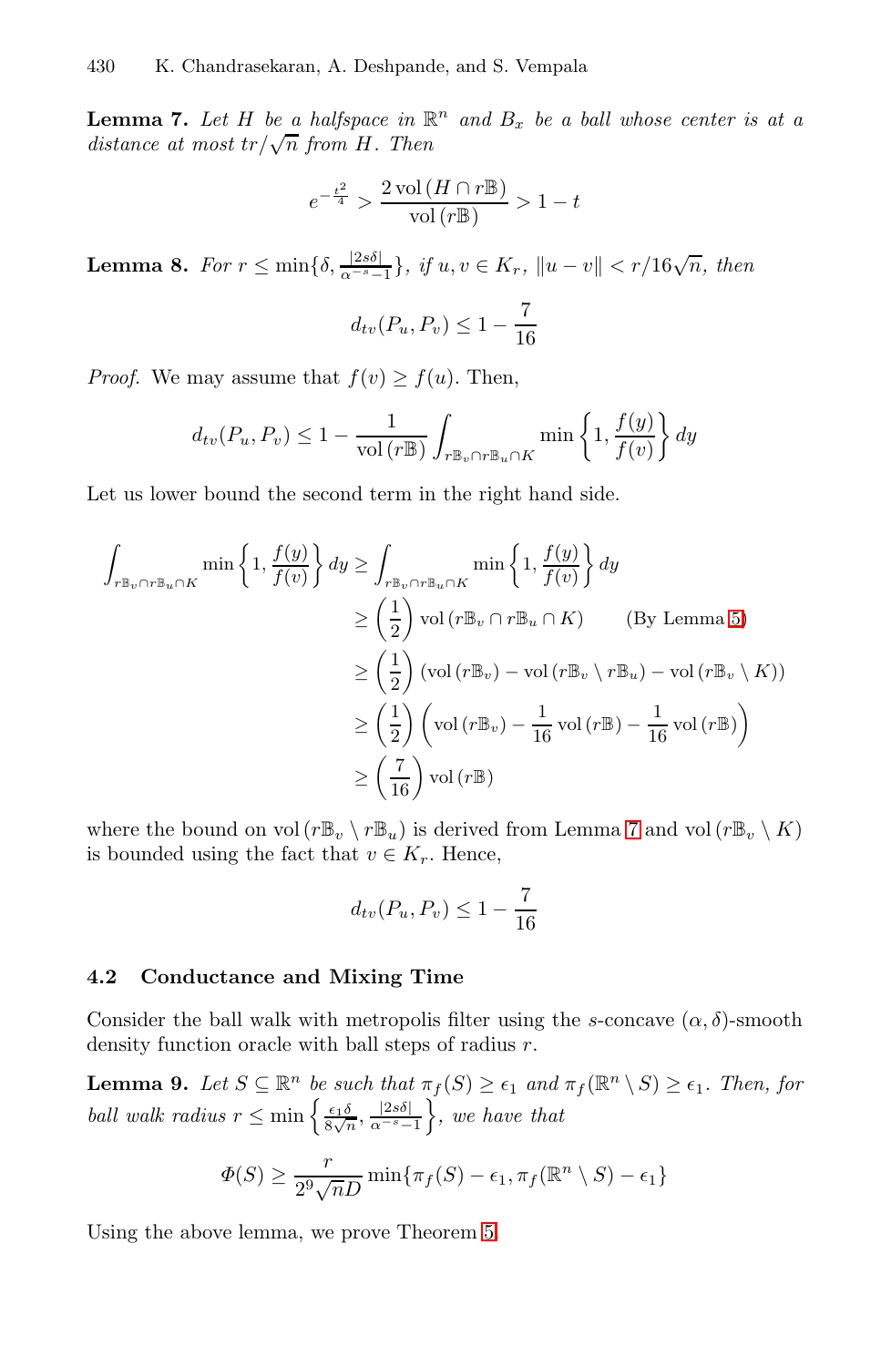**Lemma 7.** *Let $H$ be a halfspace in $\mathbb{R}^n$ and $B_x$ be a ball whose center is at a distance at most $tr/\sqrt{n}$ from $H$. Then*

$$e^{-\frac{t^2}{4}} > \frac{2\,\text{vol}\,(H \cap r\mathbb{B})}{\text{vol}\,(r\mathbb{B})} > 1 - t$$

**Lemma 8.** *For $r \leq \min\{\delta, \frac{|2s\delta|}{\alpha^{-s}-1}\}$, if $u, v \in K_r$, $\|u - v\| < r/16\sqrt{n}$, then*

$$d_{tv}(P_u, P_v) \leq 1 - \frac{7}{16}$$

*Proof.* We may assume that $f(v) \geq f(u)$. Then,

$$d_{tv}(P_u, P_v) \leq 1 - \frac{1}{\text{vol}\,(r\mathbb{B})} \int_{r\mathbb{B}_v \cap r\mathbb{B}_u \cap K} \min\left\{1, \frac{f(y)}{f(v)}\right\} dy$$

Let us lower bound the second term in the right hand side.

$$\begin{aligned}
\int_{r\mathbb{B}_v \cap r\mathbb{B}_u \cap K} \min\left\{1, \frac{f(y)}{f(v)}\right\} dy &\geq \int_{r\mathbb{B}_v \cap r\mathbb{B}_u \cap K} \min\left\{1, \frac{f(y)}{f(v)}\right\} dy \\
&\geq \left(\frac{1}{2}\right) \text{vol}\,(r\mathbb{B}_v \cap r\mathbb{B}_u \cap K) \qquad \text{(By Lemma 5)} \\
&\geq \left(\frac{1}{2}\right) (\text{vol}\,(r\mathbb{B}_v) - \text{vol}\,(r\mathbb{B}_v \setminus r\mathbb{B}_u) - \text{vol}\,(r\mathbb{B}_v \setminus K)) \\
&\geq \left(\frac{1}{2}\right) \left(\text{vol}\,(r\mathbb{B}_v) - \frac{1}{16}\text{vol}\,(r\mathbb{B}) - \frac{1}{16}\text{vol}\,(r\mathbb{B})\right) \\
&\geq \left(\frac{7}{16}\right) \text{vol}\,(r\mathbb{B})
\end{aligned}$$

where the bound on $\text{vol}\,(r\mathbb{B}_v \setminus r\mathbb{B}_u)$ is derived from Lemma 7 and $\text{vol}\,(r\mathbb{B}_v \setminus K)$ is bounded using the fact that $v \in K_r$. Hence,

$$d_{tv}(P_u, P_v) \leq 1 - \frac{7}{16}$$

### 4.2 Conductance and Mixing Time

Consider the ball walk with metropolis filter using the $s$-concave $(\alpha, \delta)$-smooth density function oracle with ball steps of radius $r$.

**Lemma 9.** *Let $S \subseteq \mathbb{R}^n$ be such that $\pi_f(S) \geq \epsilon_1$ and $\pi_f(\mathbb{R}^n \setminus S) \geq \epsilon_1$. Then, for ball walk radius $r \leq \min\left\{\frac{\epsilon_1 \delta}{8\sqrt{n}}, \frac{|2s\delta|}{\alpha^{-s}-1}\right\}$, we have that*

$$\Phi(S) \geq \frac{r}{2^9\sqrt{n}D} \min\{\pi_f(S) - \epsilon_1, \pi_f(\mathbb{R}^n \setminus S) - \epsilon_1\}$$

Using the above lemma, we prove Theorem 5.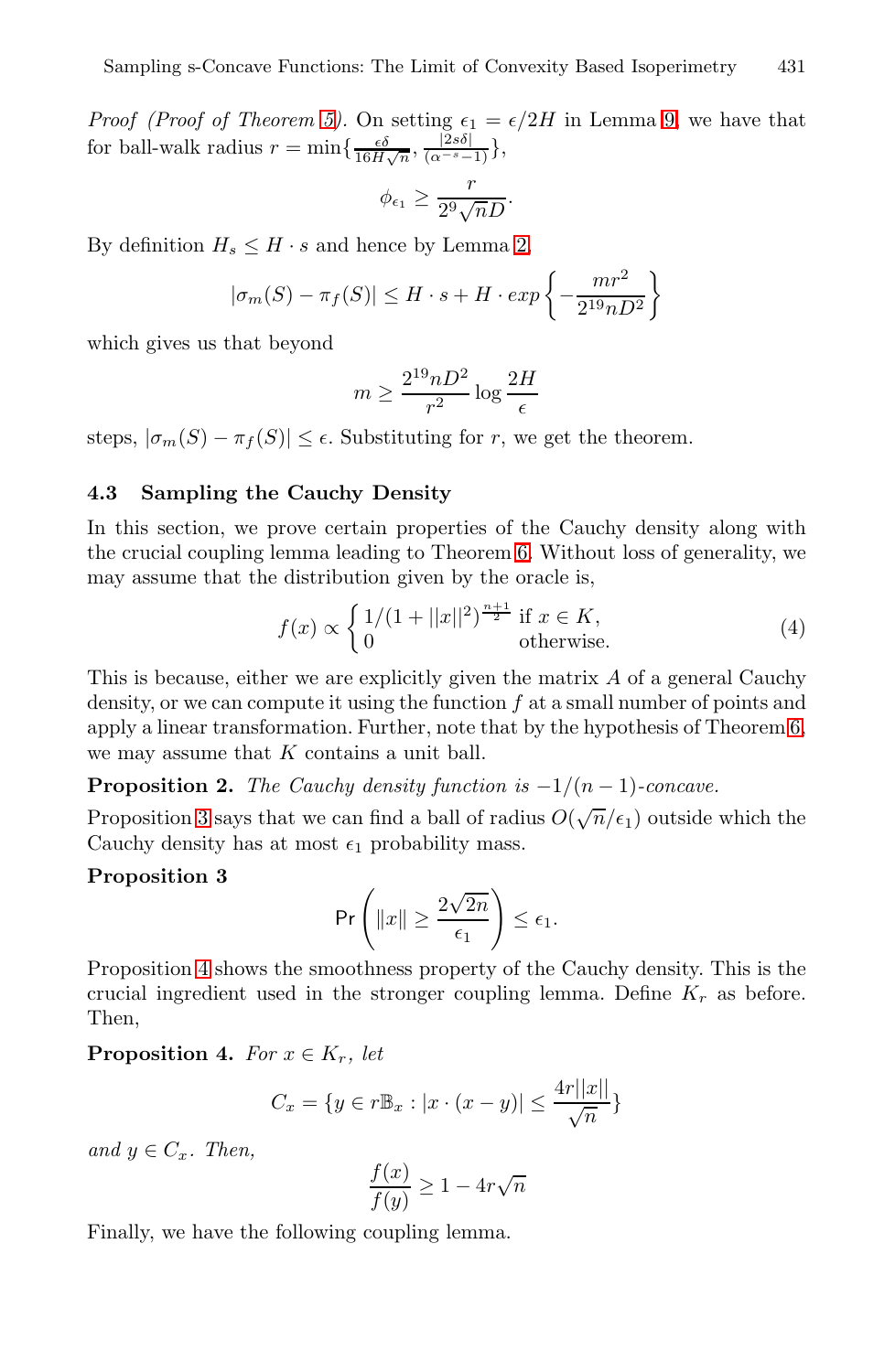*Proof (Proof of Theorem 5).* On setting $\epsilon_1 = \epsilon/2H$ in Lemma 9, we have that for ball-walk radius $r = \min\{\frac{\epsilon\delta}{16H\sqrt{n}}, \frac{|2s\delta|}{(\alpha^{-s}-1)}\}$,

$$\phi_{\epsilon_1} \geq \frac{r}{2^9\sqrt{n}D}.$$

By definition $H_s \leq H \cdot s$ and hence by Lemma 2,

$$|\sigma_m(S) - \pi_f(S)| \leq H \cdot s + H \cdot exp\left\{-\frac{mr^2}{2^{19}nD^2}\right\}$$

which gives us that beyond

$$m \geq \frac{2^{19}nD^2}{r^2}\log\frac{2H}{\epsilon}$$

steps, $|\sigma_m(S) - \pi_f(S)| \leq \epsilon$. Substituting for $r$, we get the theorem.

### 4.3 Sampling the Cauchy Density

In this section, we prove certain properties of the Cauchy density along with the crucial coupling lemma leading to Theorem 6. Without loss of generality, we may assume that the distribution given by the oracle is,

$$f(x) \propto \begin{cases} 1/(1+||x||^2)^{\frac{n+1}{2}} & \text{if } x \in K, \\ 0 & \text{otherwise.} \end{cases} \tag{4}$$

This is because, either we are explicitly given the matrix $A$ of a general Cauchy density, or we can compute it using the function $f$ at a small number of points and apply a linear transformation. Further, note that by the hypothesis of Theorem 6, we may assume that $K$ contains a unit ball.

**Proposition 2.** *The Cauchy density function is $-1/(n-1)$-concave.*

Proposition 3 says that we can find a ball of radius $O(\sqrt{n}/\epsilon_1)$ outside which the Cauchy density has at most $\epsilon_1$ probability mass.

**Proposition 3**

$$\mathsf{Pr}\left(\|x\| \geq \frac{2\sqrt{2n}}{\epsilon_1}\right) \leq \epsilon_1.$$

Proposition 4 shows the smoothness property of the Cauchy density. This is the crucial ingredient used in the stronger coupling lemma. Define $K_r$ as before. Then,

**Proposition 4.** *For $x \in K_r$, let*

$$C_x = \{y \in r\mathbb{B}_x : |x \cdot (x-y)| \leq \frac{4r||x||}{\sqrt{n}}\}$$

*and $y \in C_x$. Then,*

$$\frac{f(x)}{f(y)} \geq 1 - 4r\sqrt{n}$$

Finally, we have the following coupling lemma.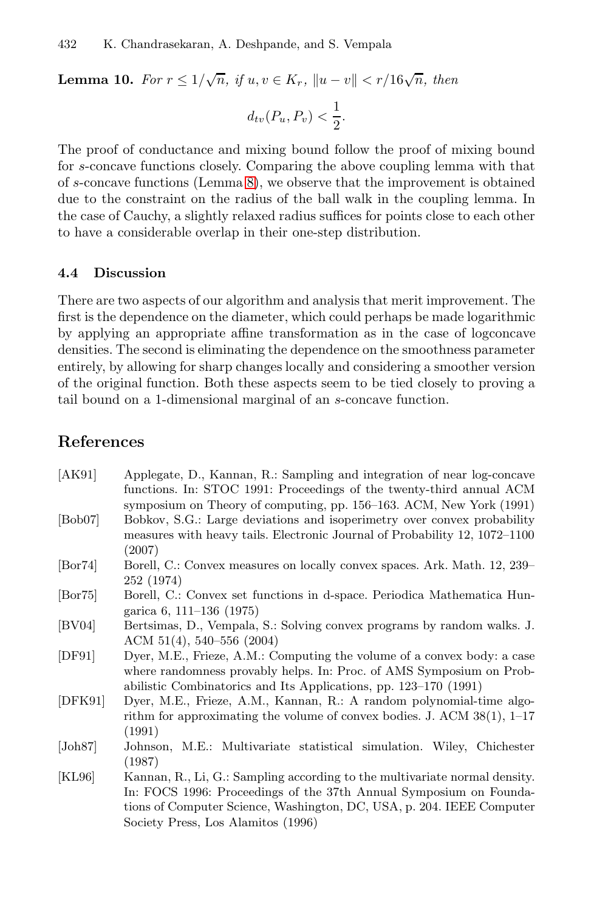**Lemma 10.** *For $r \leq 1/\sqrt{n}$, if $u, v \in K_r$, $\|u - v\| < r/16\sqrt{n}$, then*

$$d_{tv}(P_u, P_v) < \frac{1}{2}.$$

The proof of conductance and mixing bound follow the proof of mixing bound for $s$-concave functions closely. Comparing the above coupling lemma with that of $s$-concave functions (Lemma 8), we observe that the improvement is obtained due to the constraint on the radius of the ball walk in the coupling lemma. In the case of Cauchy, a slightly relaxed radius suffices for points close to each other to have a considerable overlap in their one-step distribution.

### 4.4 Discussion

There are two aspects of our algorithm and analysis that merit improvement. The first is the dependence on the diameter, which could perhaps be made logarithmic by applying an appropriate affine transformation as in the case of logconcave densities. The second is eliminating the dependence on the smoothness parameter entirely, by allowing for sharp changes locally and considering a smoother version of the original function. Both these aspects seem to be tied closely to proving a tail bound on a 1-dimensional marginal of an $s$-concave function.

## References

- [AK91] Applegate, D., Kannan, R.: Sampling and integration of near log-concave functions. In: STOC 1991: Proceedings of the twenty-third annual ACM symposium on Theory of computing, pp. 156–163. ACM, New York (1991)
- [Bob07] Bobkov, S.G.: Large deviations and isoperimetry over convex probability measures with heavy tails. Electronic Journal of Probability 12, 1072–1100 (2007)
- [Bor74] Borell, C.: Convex measures on locally convex spaces. Ark. Math. 12, 239–252 (1974)
- [Bor75] Borell, C.: Convex set functions in d-space. Periodica Mathematica Hungarica 6, 111–136 (1975)
- [BV04] Bertsimas, D., Vempala, S.: Solving convex programs by random walks. J. ACM 51(4), 540–556 (2004)
- [DF91] Dyer, M.E., Frieze, A.M.: Computing the volume of a convex body: a case where randomness provably helps. In: Proc. of AMS Symposium on Probabilistic Combinatorics and Its Applications, pp. 123–170 (1991)
- [DFK91] Dyer, M.E., Frieze, A.M., Kannan, R.: A random polynomial-time algorithm for approximating the volume of convex bodies. J. ACM 38(1), 1–17 (1991)
- [Joh87] Johnson, M.E.: Multivariate statistical simulation. Wiley, Chichester (1987)
- [KL96] Kannan, R., Li, G.: Sampling according to the multivariate normal density. In: FOCS 1996: Proceedings of the 37th Annual Symposium on Foundations of Computer Science, Washington, DC, USA, p. 204. IEEE Computer Society Press, Los Alamitos (1996)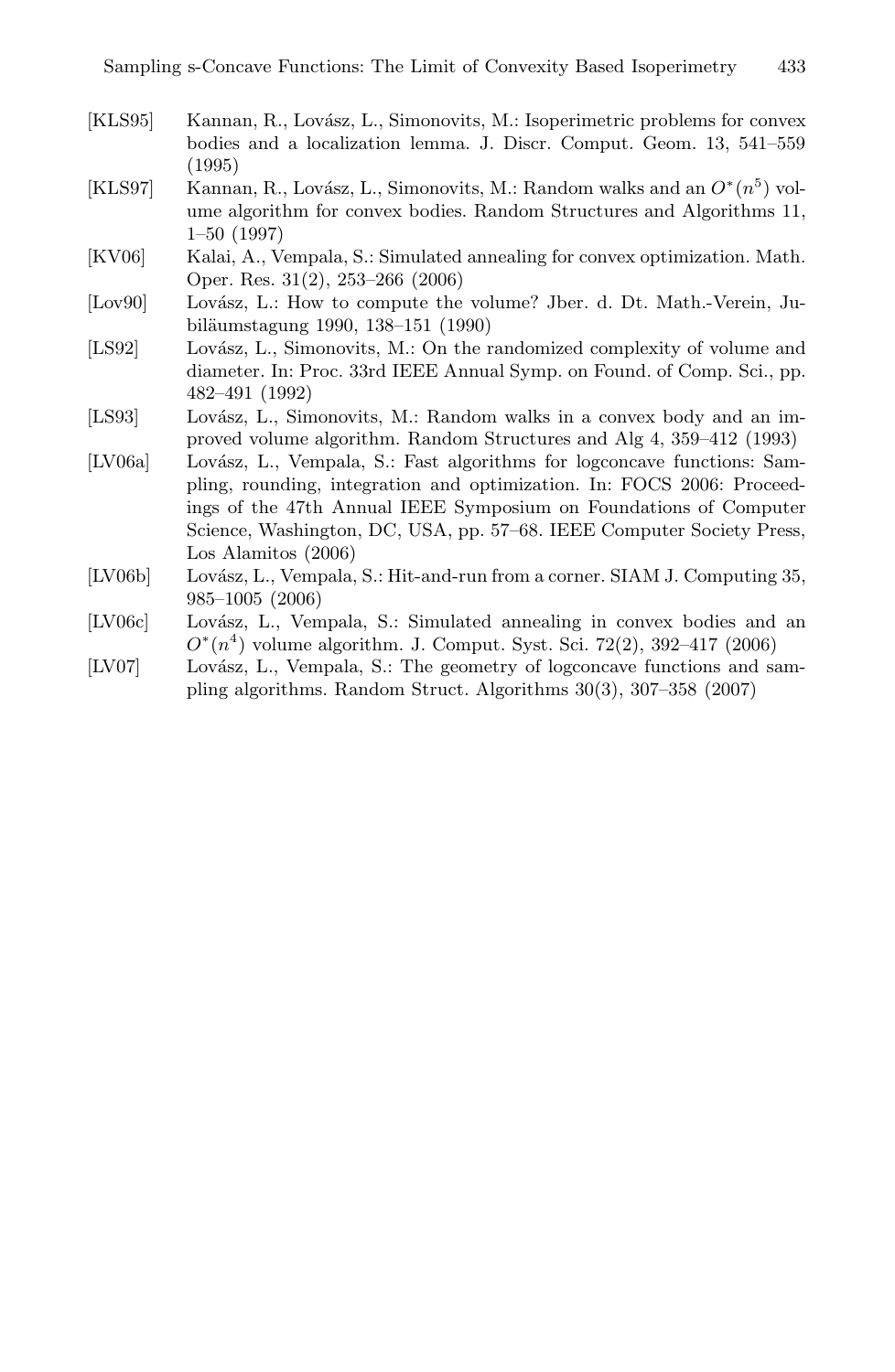[KLS95] Kannan, R., Lovász, L., Simonovits, M.: Isoperimetric problems for convex bodies and a localization lemma. J. Discr. Comput. Geom. 13, 541–559 (1995)

[KLS97] Kannan, R., Lovász, L., Simonovits, M.: Random walks and an $O^*(n^5)$ volume algorithm for convex bodies. Random Structures and Algorithms 11, 1–50 (1997)

[KV06] Kalai, A., Vempala, S.: Simulated annealing for convex optimization. Math. Oper. Res. 31(2), 253–266 (2006)

[Lov90] Lovász, L.: How to compute the volume? Jber. d. Dt. Math.-Verein, Jubiläumstagung 1990, 138–151 (1990)

[LS92] Lovász, L., Simonovits, M.: On the randomized complexity of volume and diameter. In: Proc. 33rd IEEE Annual Symp. on Found. of Comp. Sci., pp. 482–491 (1992)

[LS93] Lovász, L., Simonovits, M.: Random walks in a convex body and an improved volume algorithm. Random Structures and Alg 4, 359–412 (1993)

[LV06a] Lovász, L., Vempala, S.: Fast algorithms for logconcave functions: Sampling, rounding, integration and optimization. In: FOCS 2006: Proceedings of the 47th Annual IEEE Symposium on Foundations of Computer Science, Washington, DC, USA, pp. 57–68. IEEE Computer Society Press, Los Alamitos (2006)

[LV06b] Lovász, L., Vempala, S.: Hit-and-run from a corner. SIAM J. Computing 35, 985–1005 (2006)

[LV06c] Lovász, L., Vempala, S.: Simulated annealing in convex bodies and an $O^*(n^4)$ volume algorithm. J. Comput. Syst. Sci. 72(2), 392–417 (2006)

[LV07] Lovász, L., Vempala, S.: The geometry of logconcave functions and sampling algorithms. Random Struct. Algorithms 30(3), 307–358 (2007)